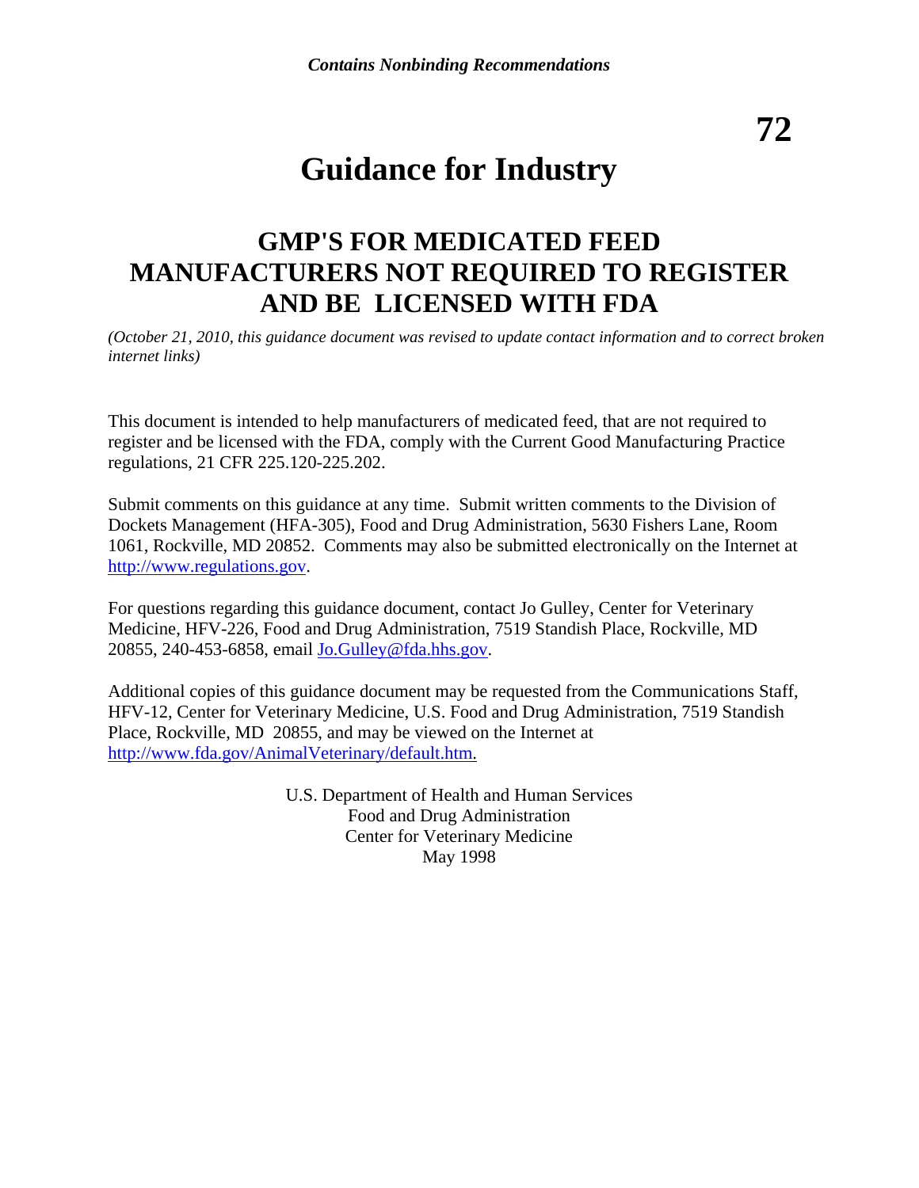*Contains Nonbinding Recommendations*

**72**

# Guidance for Industry

## GMP'S FOR MEDICATED FEED MANUFACTURERS NOT REQUIRED TO REGISTER AND BE LICENSED WITH FDA

*(October 21, 2010, this guidance document was revised to update contact information and to correct broken internet links)*

This document is intended to help manufacturers of medicated feed, that are not required to register and be licensed with the FDA, comply with the Current Good Manufacturing Practice regulations, 21 CFR 225.120-225.202.

Submit comments on this guidance at any time. Submit written comments to the Division of Dockets Management (HFA-305), Food and Drug Administration, 5630 Fishers Lane, Room 1061, Rockville, MD 20852. Comments may also be submitted electronically on the Internet at http://www.regulations.gov.

For questions regarding this guidance document, contact Jo Gulley, Center for Veterinary Medicine, HFV-226, Food and Drug Administration, 7519 Standish Place, Rockville, MD 20855, 240-453-6858, email Jo.Gulley@fda.hhs.gov.

Additional copies of this guidance document may be requested from the Communications Staff, HFV-12, Center for Veterinary Medicine, U.S. Food and Drug Administration, 7519 Standish Place, Rockville, MD 20855, and may be viewed on the Internet at http://www.fda.gov/AnimalVeterinary/default.htm.

U.S. Department of Health and Human Services
Food and Drug Administration
Center for Veterinary Medicine
May 1998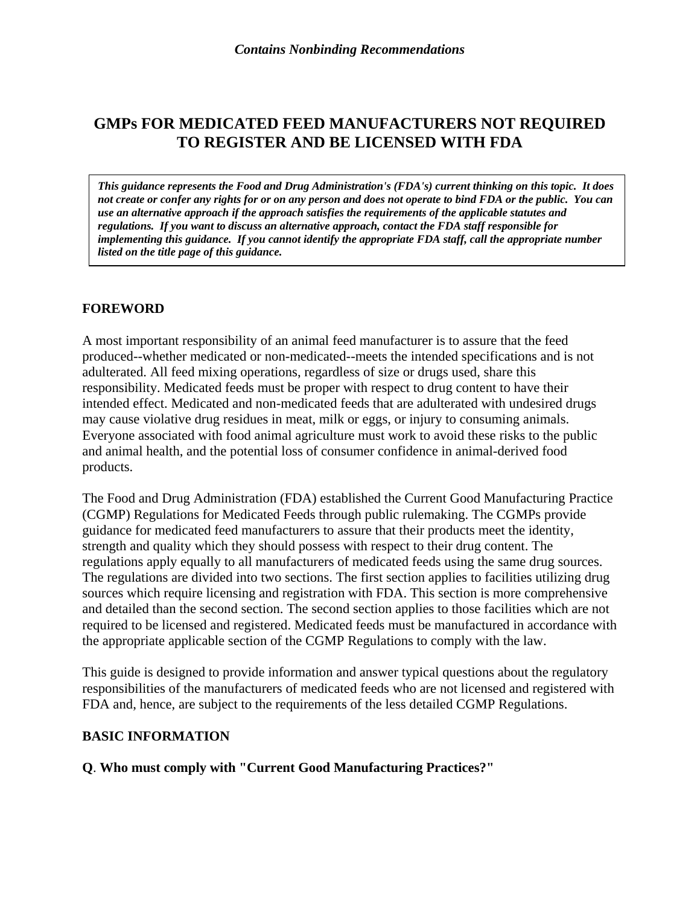# GMPs FOR MEDICATED FEED MANUFACTURERS NOT REQUIRED TO REGISTER AND BE LICENSED WITH FDA

> ***This guidance represents the Food and Drug Administration's (FDA's) current thinking on this topic. It does not create or confer any rights for or on any person and does not operate to bind FDA or the public. You can use an alternative approach if the approach satisfies the requirements of the applicable statutes and regulations. If you want to discuss an alternative approach, contact the FDA staff responsible for implementing this guidance. If you cannot identify the appropriate FDA staff, call the appropriate number listed on the title page of this guidance.***

## FOREWORD

A most important responsibility of an animal feed manufacturer is to assure that the feed produced--whether medicated or non-medicated--meets the intended specifications and is not adulterated. All feed mixing operations, regardless of size or drugs used, share this responsibility. Medicated feeds must be proper with respect to drug content to have their intended effect. Medicated and non-medicated feeds that are adulterated with undesired drugs may cause violative drug residues in meat, milk or eggs, or injury to consuming animals. Everyone associated with food animal agriculture must work to avoid these risks to the public and animal health, and the potential loss of consumer confidence in animal-derived food products.

The Food and Drug Administration (FDA) established the Current Good Manufacturing Practice (CGMP) Regulations for Medicated Feeds through public rulemaking. The CGMPs provide guidance for medicated feed manufacturers to assure that their products meet the identity, strength and quality which they should possess with respect to their drug content. The regulations apply equally to all manufacturers of medicated feeds using the same drug sources. The regulations are divided into two sections. The first section applies to facilities utilizing drug sources which require licensing and registration with FDA. This section is more comprehensive and detailed than the second section. The second section applies to those facilities which are not required to be licensed and registered. Medicated feeds must be manufactured in accordance with the appropriate applicable section of the CGMP Regulations to comply with the law.

This guide is designed to provide information and answer typical questions about the regulatory responsibilities of the manufacturers of medicated feeds who are not licensed and registered with FDA and, hence, are subject to the requirements of the less detailed CGMP Regulations.

## BASIC INFORMATION

**Q**. **Who must comply with "Current Good Manufacturing Practices?"**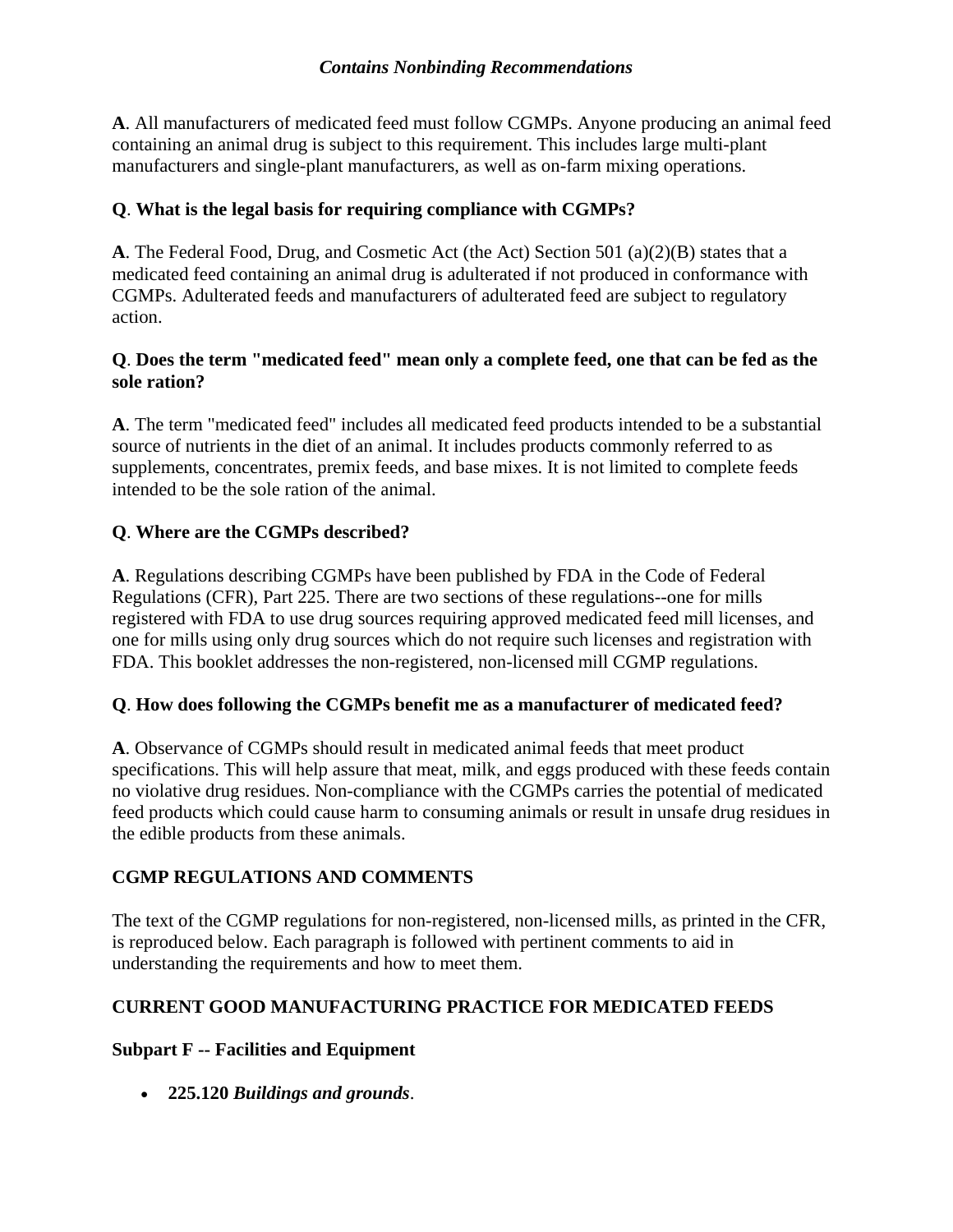**A**. All manufacturers of medicated feed must follow CGMPs. Anyone producing an animal feed containing an animal drug is subject to this requirement. This includes large multi-plant manufacturers and single-plant manufacturers, as well as on-farm mixing operations.

**Q**. **What is the legal basis for requiring compliance with CGMPs?**

**A**. The Federal Food, Drug, and Cosmetic Act (the Act) Section 501 (a)(2)(B) states that a medicated feed containing an animal drug is adulterated if not produced in conformance with CGMPs. Adulterated feeds and manufacturers of adulterated feed are subject to regulatory action.

**Q**. **Does the term "medicated feed" mean only a complete feed, one that can be fed as the sole ration?**

**A**. The term "medicated feed" includes all medicated feed products intended to be a substantial source of nutrients in the diet of an animal. It includes products commonly referred to as supplements, concentrates, premix feeds, and base mixes. It is not limited to complete feeds intended to be the sole ration of the animal.

**Q**. **Where are the CGMPs described?**

**A**. Regulations describing CGMPs have been published by FDA in the Code of Federal Regulations (CFR), Part 225. There are two sections of these regulations--one for mills registered with FDA to use drug sources requiring approved medicated feed mill licenses, and one for mills using only drug sources which do not require such licenses and registration with FDA. This booklet addresses the non-registered, non-licensed mill CGMP regulations.

**Q**. **How does following the CGMPs benefit me as a manufacturer of medicated feed?**

**A**. Observance of CGMPs should result in medicated animal feeds that meet product specifications. This will help assure that meat, milk, and eggs produced with these feeds contain no violative drug residues. Non-compliance with the CGMPs carries the potential of medicated feed products which could cause harm to consuming animals or result in unsafe drug residues in the edible products from these animals.

## CGMP REGULATIONS AND COMMENTS

The text of the CGMP regulations for non-registered, non-licensed mills, as printed in the CFR, is reproduced below. Each paragraph is followed with pertinent comments to aid in understanding the requirements and how to meet them.

## CURRENT GOOD MANUFACTURING PRACTICE FOR MEDICATED FEEDS

### Subpart F -- Facilities and Equipment

- **225.120** ***Buildings and grounds***.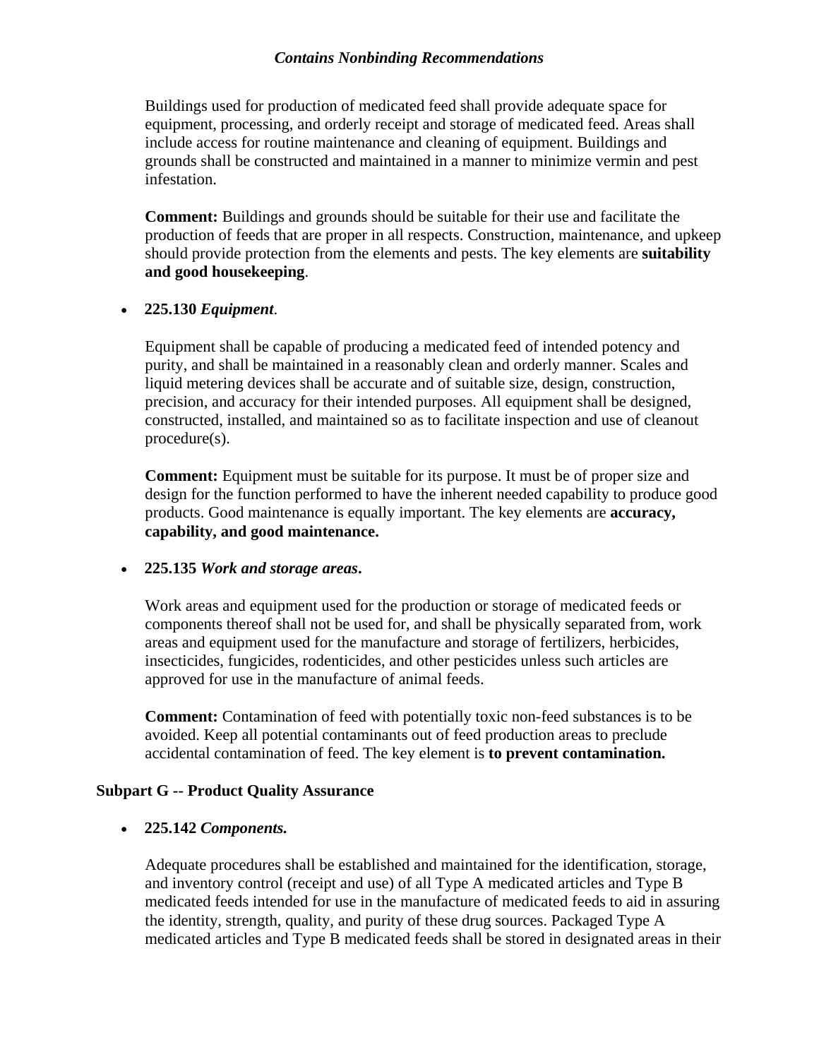Buildings used for production of medicated feed shall provide adequate space for equipment, processing, and orderly receipt and storage of medicated feed. Areas shall include access for routine maintenance and cleaning of equipment. Buildings and grounds shall be constructed and maintained in a manner to minimize vermin and pest infestation.

**Comment:** Buildings and grounds should be suitable for their use and facilitate the production of feeds that are proper in all respects. Construction, maintenance, and upkeep should provide protection from the elements and pests. The key elements are **suitability and good housekeeping**.

- **225.130** ***Equipment***.

  Equipment shall be capable of producing a medicated feed of intended potency and purity, and shall be maintained in a reasonably clean and orderly manner. Scales and liquid metering devices shall be accurate and of suitable size, design, construction, precision, and accuracy for their intended purposes. All equipment shall be designed, constructed, installed, and maintained so as to facilitate inspection and use of cleanout procedure(s).

  **Comment:** Equipment must be suitable for its purpose. It must be of proper size and design for the function performed to have the inherent needed capability to produce good products. Good maintenance is equally important. The key elements are **accuracy, capability, and good maintenance.**

- **225.135** ***Work and storage areas*.**

  Work areas and equipment used for the production or storage of medicated feeds or components thereof shall not be used for, and shall be physically separated from, work areas and equipment used for the manufacture and storage of fertilizers, herbicides, insecticides, fungicides, rodenticides, and other pesticides unless such articles are approved for use in the manufacture of animal feeds.

  **Comment:** Contamination of feed with potentially toxic non-feed substances is to be avoided. Keep all potential contaminants out of feed production areas to preclude accidental contamination of feed. The key element is **to prevent contamination.**

### Subpart G -- Product Quality Assurance

- **225.142** ***Components.***

  Adequate procedures shall be established and maintained for the identification, storage, and inventory control (receipt and use) of all Type A medicated articles and Type B medicated feeds intended for use in the manufacture of medicated feeds to aid in assuring the identity, strength, quality, and purity of these drug sources. Packaged Type A medicated articles and Type B medicated feeds shall be stored in designated areas in their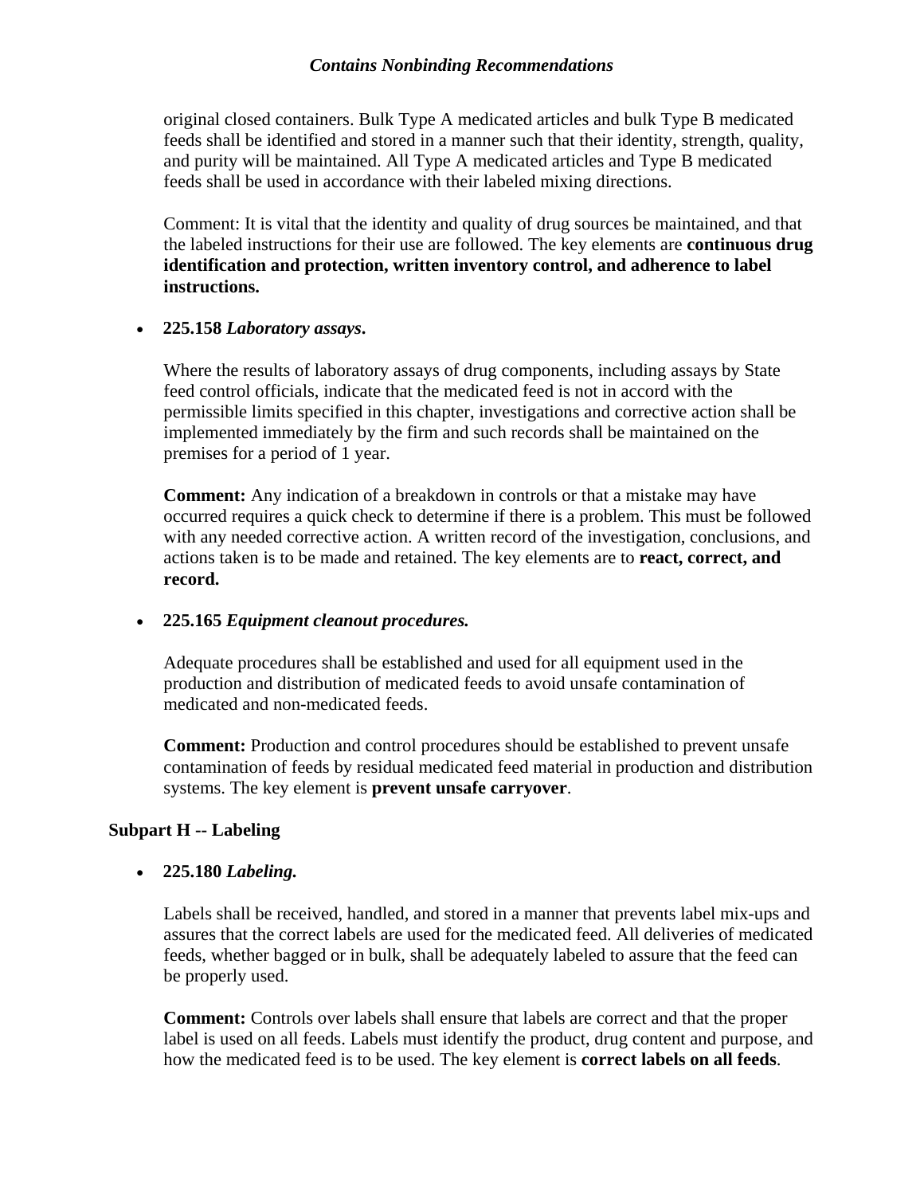original closed containers. Bulk Type A medicated articles and bulk Type B medicated feeds shall be identified and stored in a manner such that their identity, strength, quality, and purity will be maintained. All Type A medicated articles and Type B medicated feeds shall be used in accordance with their labeled mixing directions.

Comment: It is vital that the identity and quality of drug sources be maintained, and that the labeled instructions for their use are followed. The key elements are **continuous drug identification and protection, written inventory control, and adherence to label instructions.**

- **225.158** ***Laboratory assays*****.**

  Where the results of laboratory assays of drug components, including assays by State feed control officials, indicate that the medicated feed is not in accord with the permissible limits specified in this chapter, investigations and corrective action shall be implemented immediately by the firm and such records shall be maintained on the premises for a period of 1 year.

  **Comment:** Any indication of a breakdown in controls or that a mistake may have occurred requires a quick check to determine if there is a problem. This must be followed with any needed corrective action. A written record of the investigation, conclusions, and actions taken is to be made and retained. The key elements are to **react, correct, and record.**

- **225.165** ***Equipment cleanout procedures.***

  Adequate procedures shall be established and used for all equipment used in the production and distribution of medicated feeds to avoid unsafe contamination of medicated and non-medicated feeds.

  **Comment:** Production and control procedures should be established to prevent unsafe contamination of feeds by residual medicated feed material in production and distribution systems. The key element is **prevent unsafe carryover**.

### Subpart H -- Labeling

- **225.180** ***Labeling.***

  Labels shall be received, handled, and stored in a manner that prevents label mix-ups and assures that the correct labels are used for the medicated feed. All deliveries of medicated feeds, whether bagged or in bulk, shall be adequately labeled to assure that the feed can be properly used.

  **Comment:** Controls over labels shall ensure that labels are correct and that the proper label is used on all feeds. Labels must identify the product, drug content and purpose, and how the medicated feed is to be used. The key element is **correct labels on all feeds**.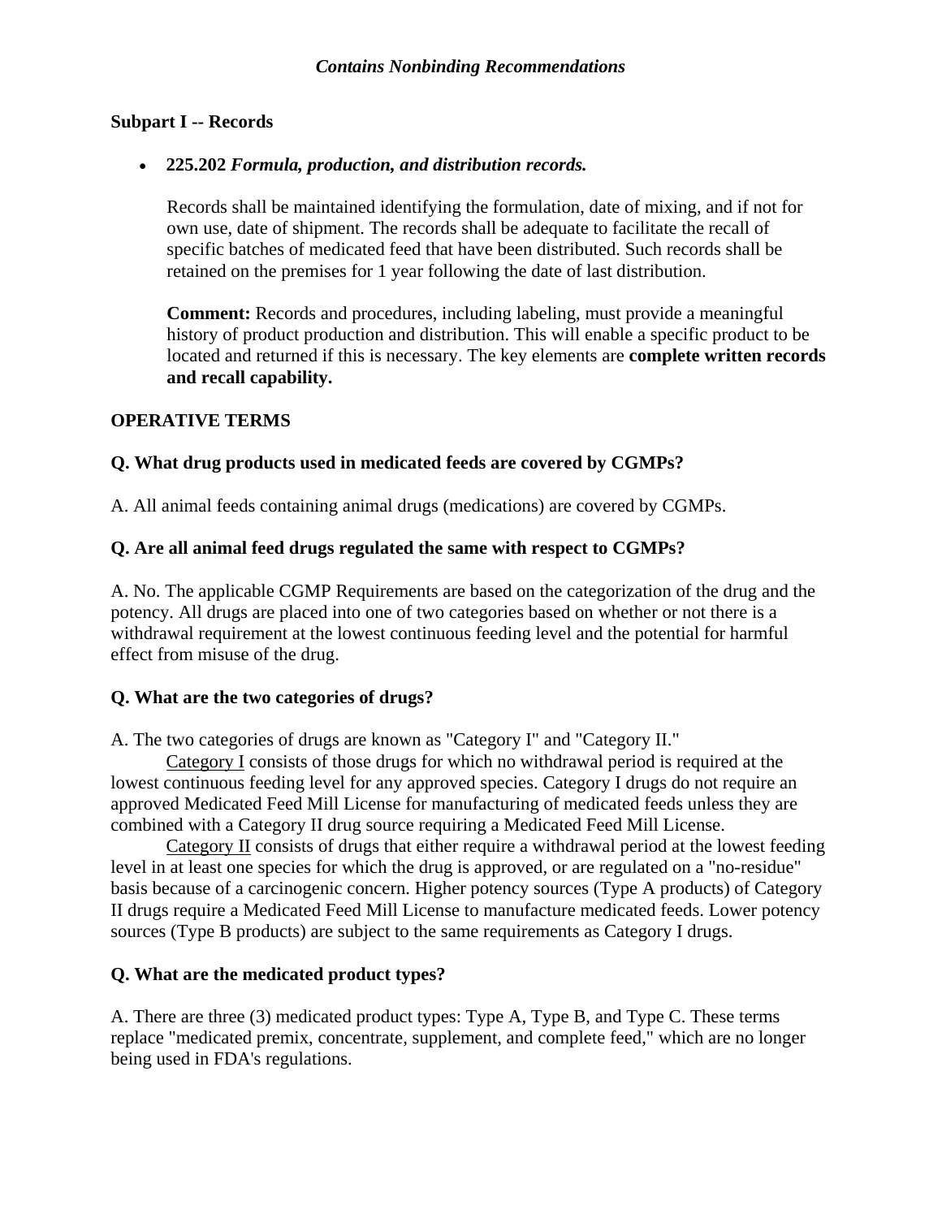**Subpart I -- Records**

- **225.202** *Formula, production, and distribution records.*

  Records shall be maintained identifying the formulation, date of mixing, and if not for own use, date of shipment. The records shall be adequate to facilitate the recall of specific batches of medicated feed that have been distributed. Such records shall be retained on the premises for 1 year following the date of last distribution.

  **Comment:** Records and procedures, including labeling, must provide a meaningful history of product production and distribution. This will enable a specific product to be located and returned if this is necessary. The key elements are **complete written records and recall capability.**

## OPERATIVE TERMS

**Q. What drug products used in medicated feeds are covered by CGMPs?**

A. All animal feeds containing animal drugs (medications) are covered by CGMPs.

**Q. Are all animal feed drugs regulated the same with respect to CGMPs?**

A. No. The applicable CGMP Requirements are based on the categorization of the drug and the potency. All drugs are placed into one of two categories based on whether or not there is a withdrawal requirement at the lowest continuous feeding level and the potential for harmful effect from misuse of the drug.

**Q. What are the two categories of drugs?**

A. The two categories of drugs are known as "Category I" and "Category II."

Category I consists of those drugs for which no withdrawal period is required at the lowest continuous feeding level for any approved species. Category I drugs do not require an approved Medicated Feed Mill License for manufacturing of medicated feeds unless they are combined with a Category II drug source requiring a Medicated Feed Mill License.

Category II consists of drugs that either require a withdrawal period at the lowest feeding level in at least one species for which the drug is approved, or are regulated on a "no-residue" basis because of a carcinogenic concern. Higher potency sources (Type A products) of Category II drugs require a Medicated Feed Mill License to manufacture medicated feeds. Lower potency sources (Type B products) are subject to the same requirements as Category I drugs.

**Q. What are the medicated product types?**

A. There are three (3) medicated product types: Type A, Type B, and Type C. These terms replace "medicated premix, concentrate, supplement, and complete feed," which are no longer being used in FDA's regulations.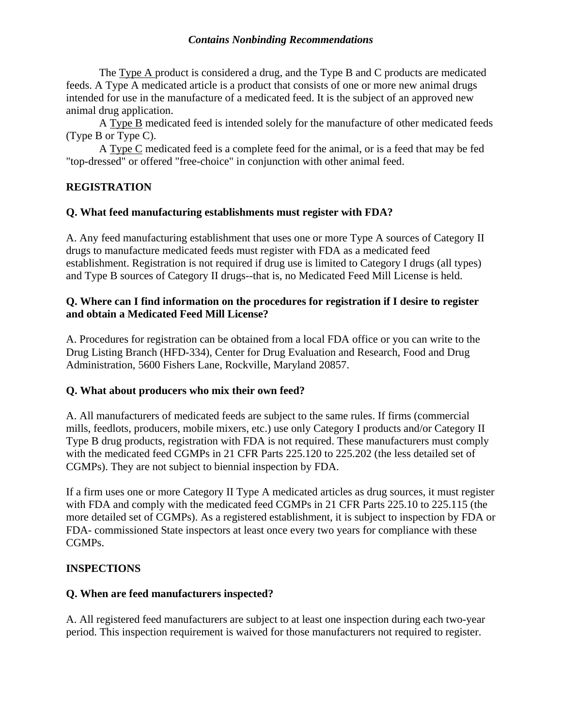The Type A product is considered a drug, and the Type B and C products are medicated feeds. A Type A medicated article is a product that consists of one or more new animal drugs intended for use in the manufacture of a medicated feed. It is the subject of an approved new animal drug application.

A Type B medicated feed is intended solely for the manufacture of other medicated feeds (Type B or Type C).

A Type C medicated feed is a complete feed for the animal, or is a feed that may be fed "top-dressed" or offered "free-choice" in conjunction with other animal feed.

## REGISTRATION

**Q. What feed manufacturing establishments must register with FDA?**

A. Any feed manufacturing establishment that uses one or more Type A sources of Category II drugs to manufacture medicated feeds must register with FDA as a medicated feed establishment. Registration is not required if drug use is limited to Category I drugs (all types) and Type B sources of Category II drugs--that is, no Medicated Feed Mill License is held.

**Q. Where can I find information on the procedures for registration if I desire to register and obtain a Medicated Feed Mill License?**

A. Procedures for registration can be obtained from a local FDA office or you can write to the Drug Listing Branch (HFD-334), Center for Drug Evaluation and Research, Food and Drug Administration, 5600 Fishers Lane, Rockville, Maryland 20857.

**Q. What about producers who mix their own feed?**

A. All manufacturers of medicated feeds are subject to the same rules. If firms (commercial mills, feedlots, producers, mobile mixers, etc.) use only Category I products and/or Category II Type B drug products, registration with FDA is not required. These manufacturers must comply with the medicated feed CGMPs in 21 CFR Parts 225.120 to 225.202 (the less detailed set of CGMPs). They are not subject to biennial inspection by FDA.

If a firm uses one or more Category II Type A medicated articles as drug sources, it must register with FDA and comply with the medicated feed CGMPs in 21 CFR Parts 225.10 to 225.115 (the more detailed set of CGMPs). As a registered establishment, it is subject to inspection by FDA or FDA- commissioned State inspectors at least once every two years for compliance with these CGMPs.

## INSPECTIONS

**Q. When are feed manufacturers inspected?**

A. All registered feed manufacturers are subject to at least one inspection during each two-year period. This inspection requirement is waived for those manufacturers not required to register.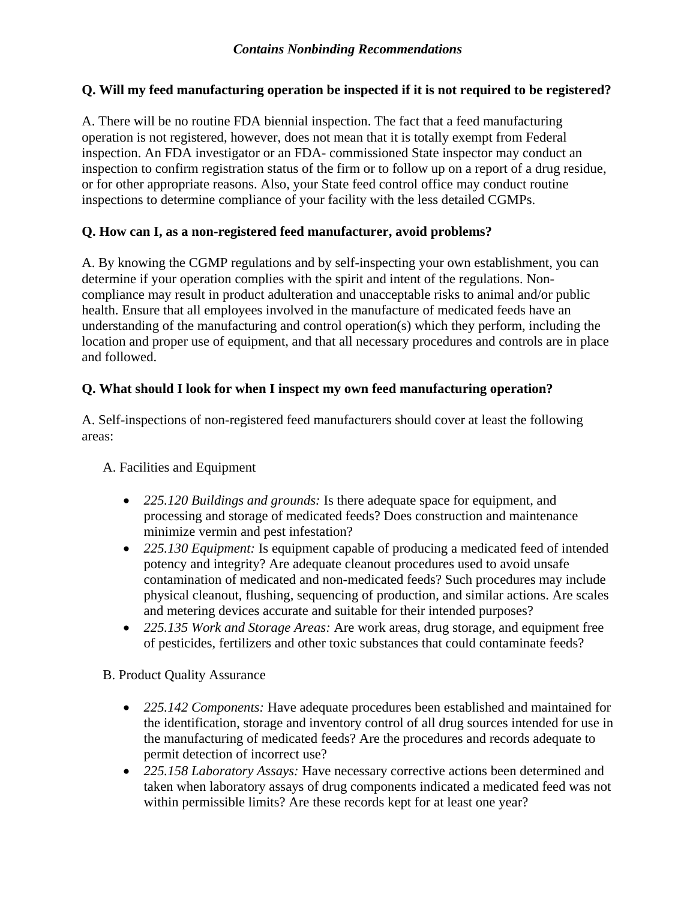**Q. Will my feed manufacturing operation be inspected if it is not required to be registered?**

A. There will be no routine FDA biennial inspection. The fact that a feed manufacturing operation is not registered, however, does not mean that it is totally exempt from Federal inspection. An FDA investigator or an FDA- commissioned State inspector may conduct an inspection to confirm registration status of the firm or to follow up on a report of a drug residue, or for other appropriate reasons. Also, your State feed control office may conduct routine inspections to determine compliance of your facility with the less detailed CGMPs.

**Q. How can I, as a non-registered feed manufacturer, avoid problems?**

A. By knowing the CGMP regulations and by self-inspecting your own establishment, you can determine if your operation complies with the spirit and intent of the regulations. Non-compliance may result in product adulteration and unacceptable risks to animal and/or public health. Ensure that all employees involved in the manufacture of medicated feeds have an understanding of the manufacturing and control operation(s) which they perform, including the location and proper use of equipment, and that all necessary procedures and controls are in place and followed.

**Q. What should I look for when I inspect my own feed manufacturing operation?**

A. Self-inspections of non-registered feed manufacturers should cover at least the following areas:

A. Facilities and Equipment

- *225.120 Buildings and grounds:* Is there adequate space for equipment, and processing and storage of medicated feeds? Does construction and maintenance minimize vermin and pest infestation?
- *225.130 Equipment:* Is equipment capable of producing a medicated feed of intended potency and integrity? Are adequate cleanout procedures used to avoid unsafe contamination of medicated and non-medicated feeds? Such procedures may include physical cleanout, flushing, sequencing of production, and similar actions. Are scales and metering devices accurate and suitable for their intended purposes?
- *225.135 Work and Storage Areas:* Are work areas, drug storage, and equipment free of pesticides, fertilizers and other toxic substances that could contaminate feeds?

B. Product Quality Assurance

- *225.142 Components:* Have adequate procedures been established and maintained for the identification, storage and inventory control of all drug sources intended for use in the manufacturing of medicated feeds? Are the procedures and records adequate to permit detection of incorrect use?
- *225.158 Laboratory Assays:* Have necessary corrective actions been determined and taken when laboratory assays of drug components indicated a medicated feed was not within permissible limits? Are these records kept for at least one year?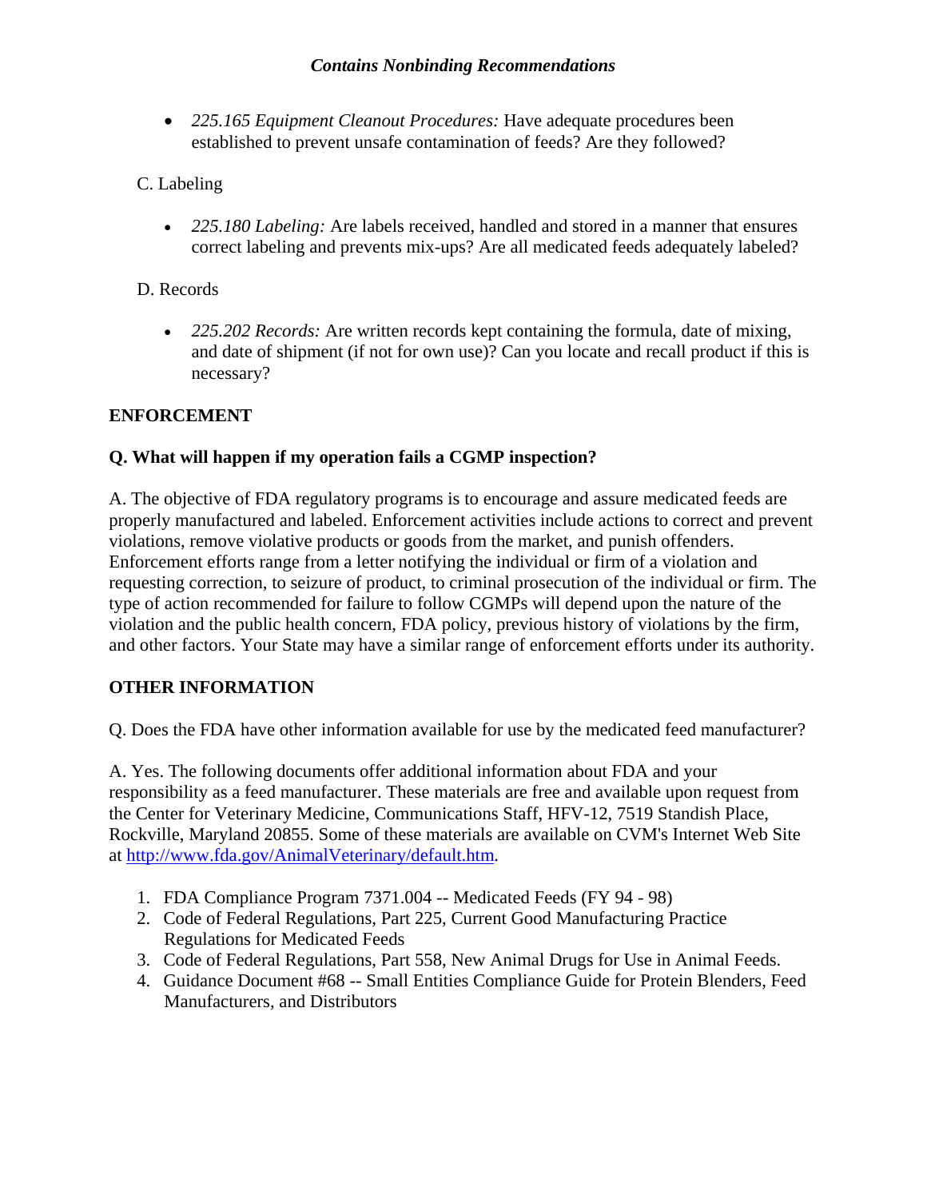- *225.165 Equipment Cleanout Procedures:* Have adequate procedures been established to prevent unsafe contamination of feeds? Are they followed?

C. Labeling

- *225.180 Labeling:* Are labels received, handled and stored in a manner that ensures correct labeling and prevents mix-ups? Are all medicated feeds adequately labeled?

D. Records

- *225.202 Records:* Are written records kept containing the formula, date of mixing, and date of shipment (if not for own use)? Can you locate and recall product if this is necessary?

**ENFORCEMENT**

**Q. What will happen if my operation fails a CGMP inspection?**

A. The objective of FDA regulatory programs is to encourage and assure medicated feeds are properly manufactured and labeled. Enforcement activities include actions to correct and prevent violations, remove violative products or goods from the market, and punish offenders. Enforcement efforts range from a letter notifying the individual or firm of a violation and requesting correction, to seizure of product, to criminal prosecution of the individual or firm. The type of action recommended for failure to follow CGMPs will depend upon the nature of the violation and the public health concern, FDA policy, previous history of violations by the firm, and other factors. Your State may have a similar range of enforcement efforts under its authority.

**OTHER INFORMATION**

Q. Does the FDA have other information available for use by the medicated feed manufacturer?

A. Yes. The following documents offer additional information about FDA and your responsibility as a feed manufacturer. These materials are free and available upon request from the Center for Veterinary Medicine, Communications Staff, HFV-12, 7519 Standish Place, Rockville, Maryland 20855. Some of these materials are available on CVM's Internet Web Site at http://www.fda.gov/AnimalVeterinary/default.htm.

1. FDA Compliance Program 7371.004 -- Medicated Feeds (FY 94 - 98)
2. Code of Federal Regulations, Part 225, Current Good Manufacturing Practice Regulations for Medicated Feeds
3. Code of Federal Regulations, Part 558, New Animal Drugs for Use in Animal Feeds.
4. Guidance Document #68 -- Small Entities Compliance Guide for Protein Blenders, Feed Manufacturers, and Distributors